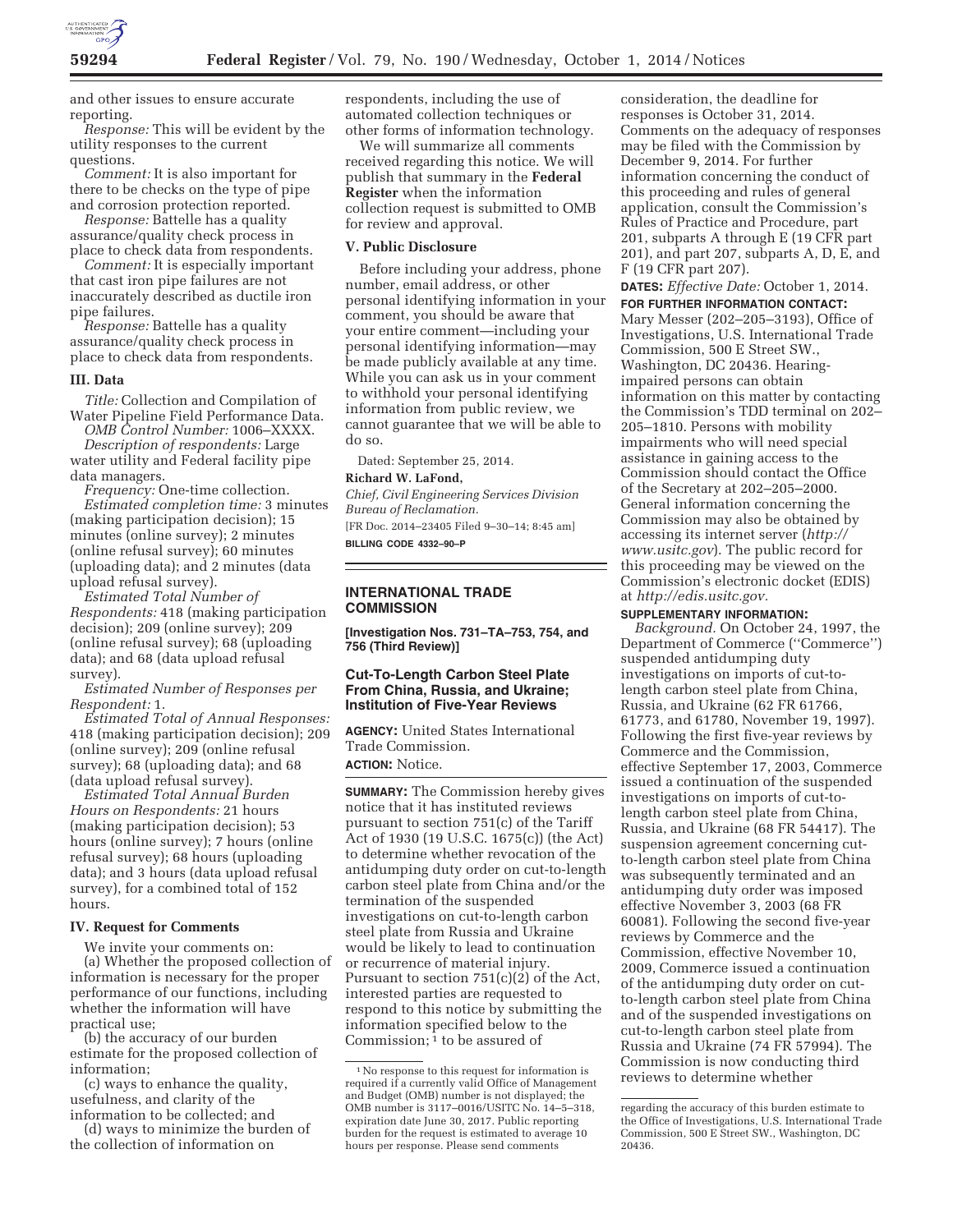and other issues to ensure accurate reporting.

*Response:* This will be evident by the utility responses to the current questions.

*Comment:* It is also important for there to be checks on the type of pipe and corrosion protection reported.

*Response:* Battelle has a quality assurance/quality check process in place to check data from respondents.

*Comment:* It is especially important that cast iron pipe failures are not inaccurately described as ductile iron pipe failures.

*Response:* Battelle has a quality assurance/quality check process in place to check data from respondents.

### III. Data

*Title:* Collection and Compilation of Water Pipeline Field Performance Data.

*OMB Control Number:* 1006–XXXX.

*Description of respondents:* Large water utility and Federal facility pipe data managers.

*Frequency:* One-time collection.

*Estimated completion time:* 3 minutes (making participation decision); 15 minutes (online survey); 2 minutes (online refusal survey); 60 minutes (uploading data); and 2 minutes (data upload refusal survey).

*Estimated Total Number of Respondents:* 418 (making participation decision); 209 (online survey); 209 (online refusal survey); 68 (uploading data); and 68 (data upload refusal survey).

*Estimated Number of Responses per Respondent:* 1.

*Estimated Total of Annual Responses:* 418 (making participation decision); 209 (online survey); 209 (online refusal survey); 68 (uploading data); and 68 (data upload refusal survey).

*Estimated Total Annual Burden Hours on Respondents:* 21 hours (making participation decision); 53 hours (online survey); 7 hours (online refusal survey); 68 hours (uploading data); and 3 hours (data upload refusal survey), for a combined total of 152 hours.

### IV. Request for Comments

We invite your comments on:

(a) Whether the proposed collection of information is necessary for the proper performance of our functions, including whether the information will have practical use;

(b) the accuracy of our burden estimate for the proposed collection of information;

(c) ways to enhance the quality, usefulness, and clarity of the information to be collected; and

(d) ways to minimize the burden of the collection of information on respondents, including the use of automated collection techniques or other forms of information technology.

We will summarize all comments received regarding this notice. We will publish that summary in the **Federal Register** when the information collection request is submitted to OMB for review and approval.

### V. Public Disclosure

Before including your address, phone number, email address, or other personal identifying information in your comment, you should be aware that your entire comment—including your personal identifying information—may be made publicly available at any time. While you can ask us in your comment to withhold your personal identifying information from public review, we cannot guarantee that we will be able to do so.

Dated: September 25, 2014.

**Richard W. LaFond,**

*Chief, Civil Engineering Services Division Bureau of Reclamation.*

[FR Doc. 2014–23405 Filed 9–30–14; 8:45 am]

**BILLING CODE 4332–90–P**

---

## INTERNATIONAL TRADE COMMISSION

**[Investigation Nos. 731–TA–753, 754, and 756 (Third Review)]**

## Cut-To-Length Carbon Steel Plate From China, Russia, and Ukraine; Institution of Five-Year Reviews

**AGENCY:** United States International Trade Commission.

**ACTION:** Notice.

**SUMMARY:** The Commission hereby gives notice that it has instituted reviews pursuant to section 751(c) of the Tariff Act of 1930 (19 U.S.C. 1675(c)) (the Act) to determine whether revocation of the antidumping duty order on cut-to-length carbon steel plate from China and/or the termination of the suspended investigations on cut-to-length carbon steel plate from Russia and Ukraine would be likely to lead to continuation or recurrence of material injury. Pursuant to section 751(c)(2) of the Act, interested parties are requested to respond to this notice by submitting the information specified below to the Commission;[1] to be assured of consideration, the deadline for responses is October 31, 2014. Comments on the adequacy of responses may be filed with the Commission by December 9, 2014. For further information concerning the conduct of this proceeding and rules of general application, consult the Commission's Rules of Practice and Procedure, part 201, subparts A through E (19 CFR part 201), and part 207, subparts A, D, E, and F (19 CFR part 207).

**DATES:** *Effective Date:* October 1, 2014.

**FOR FURTHER INFORMATION CONTACT:** Mary Messer (202–205–3193), Office of Investigations, U.S. International Trade Commission, 500 E Street SW., Washington, DC 20436. Hearing-impaired persons can obtain information on this matter by contacting the Commission's TDD terminal on 202–205–1810. Persons with mobility impairments who will need special assistance in gaining access to the Commission should contact the Office of the Secretary at 202–205–2000. General information concerning the Commission may also be obtained by accessing its internet server (*http://www.usitc.gov*). The public record for this proceeding may be viewed on the Commission's electronic docket (EDIS) at *http://edis.usitc.gov.*

**SUPPLEMENTARY INFORMATION:**

*Background.* On October 24, 1997, the Department of Commerce ("Commerce") suspended antidumping duty investigations on imports of cut-to-length carbon steel plate from China, Russia, and Ukraine (62 FR 61766, 61773, and 61780, November 19, 1997). Following the first five-year reviews by Commerce and the Commission, effective September 17, 2003, Commerce issued a continuation of the suspended investigations on imports of cut-to-length carbon steel plate from China, Russia, and Ukraine (68 FR 54417). The suspension agreement concerning cut-to-length carbon steel plate from China was subsequently terminated and an antidumping duty order was imposed effective November 3, 2003 (68 FR 60081). Following the second five-year reviews by Commerce and the Commission, effective November 10, 2009, Commerce issued a continuation of the antidumping duty order on cut-to-length carbon steel plate from China and of the suspended investigations on cut-to-length carbon steel plate from Russia and Ukraine (74 FR 57994). The Commission is now conducting third reviews to determine whether

---

[1] No response to this request for information is required if a currently valid Office of Management and Budget (OMB) number is not displayed; the OMB number is 3117–0016/USITC No. 14–5–318, expiration date June 30, 2017. Public reporting burden for the request is estimated to average 10 hours per response. Please send comments regarding the accuracy of this burden estimate to the Office of Investigations, U.S. International Trade Commission, 500 E Street SW., Washington, DC 20436.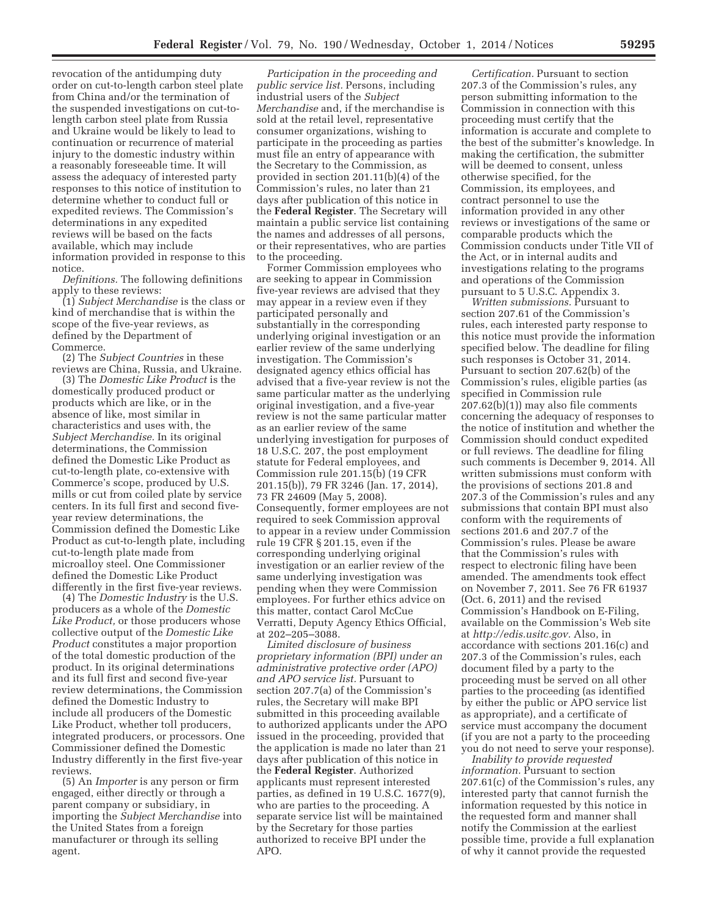revocation of the antidumping duty order on cut-to-length carbon steel plate from China and/or the termination of the suspended investigations on cut-to-length carbon steel plate from Russia and Ukraine would be likely to lead to continuation or recurrence of material injury to the domestic industry within a reasonably foreseeable time. It will assess the adequacy of interested party responses to this notice of institution to determine whether to conduct full or expedited reviews. The Commission's determinations in any expedited reviews will be based on the facts available, which may include information provided in response to this notice.

*Definitions.* The following definitions apply to these reviews:

(1) *Subject Merchandise* is the class or kind of merchandise that is within the scope of the five-year reviews, as defined by the Department of Commerce.

(2) The *Subject Countries* in these reviews are China, Russia, and Ukraine.

(3) The *Domestic Like Product* is the domestically produced product or products which are like, or in the absence of like, most similar in characteristics and uses with, the *Subject Merchandise.* In its original determinations, the Commission defined the Domestic Like Product as cut-to-length plate, co-extensive with Commerce's scope, produced by U.S. mills or cut from coiled plate by service centers. In its full first and second five-year review determinations, the Commission defined the Domestic Like Product as cut-to-length plate, including cut-to-length plate made from microalloy steel. One Commissioner defined the Domestic Like Product differently in the first five-year reviews.

(4) The *Domestic Industry* is the U.S. producers as a whole of the *Domestic Like Product,* or those producers whose collective output of the *Domestic Like Product* constitutes a major proportion of the total domestic production of the product. In its original determinations and its full first and second five-year review determinations, the Commission defined the Domestic Industry to include all producers of the Domestic Like Product, whether toll producers, integrated producers, or processors. One Commissioner defined the Domestic Industry differently in the first five-year reviews.

(5) An *Importer* is any person or firm engaged, either directly or through a parent company or subsidiary, in importing the *Subject Merchandise* into the United States from a foreign manufacturer or through its selling agent.

*Participation in the proceeding and public service list.* Persons, including industrial users of the *Subject Merchandise* and, if the merchandise is sold at the retail level, representative consumer organizations, wishing to participate in the proceeding as parties must file an entry of appearance with the Secretary to the Commission, as provided in section 201.11(b)(4) of the Commission's rules, no later than 21 days after publication of this notice in the **Federal Register**. The Secretary will maintain a public service list containing the names and addresses of all persons, or their representatives, who are parties to the proceeding.

Former Commission employees who are seeking to appear in Commission five-year reviews are advised that they may appear in a review even if they participated personally and substantially in the corresponding underlying original investigation or an earlier review of the same underlying investigation. The Commission's designated agency ethics official has advised that a five-year review is not the same particular matter as the underlying original investigation, and a five-year review is not the same particular matter as an earlier review of the same underlying investigation for purposes of 18 U.S.C. 207, the post employment statute for Federal employees, and Commission rule 201.15(b) (19 CFR 201.15(b)), 79 FR 3246 (Jan. 17, 2014), 73 FR 24609 (May 5, 2008). Consequently, former employees are not required to seek Commission approval to appear in a review under Commission rule 19 CFR § 201.15, even if the corresponding underlying original investigation or an earlier review of the same underlying investigation was pending when they were Commission employees. For further ethics advice on this matter, contact Carol McCue Verratti, Deputy Agency Ethics Official, at 202–205–3088.

*Limited disclosure of business proprietary information (BPI) under an administrative protective order (APO) and APO service list.* Pursuant to section 207.7(a) of the Commission's rules, the Secretary will make BPI submitted in this proceeding available to authorized applicants under the APO issued in the proceeding, provided that the application is made no later than 21 days after publication of this notice in the **Federal Register**. Authorized applicants must represent interested parties, as defined in 19 U.S.C. 1677(9), who are parties to the proceeding. A separate service list will be maintained by the Secretary for those parties authorized to receive BPI under the APO.

*Certification.* Pursuant to section 207.3 of the Commission's rules, any person submitting information to the Commission in connection with this proceeding must certify that the information is accurate and complete to the best of the submitter's knowledge. In making the certification, the submitter will be deemed to consent, unless otherwise specified, for the Commission, its employees, and contract personnel to use the information provided in any other reviews or investigations of the same or comparable products which the Commission conducts under Title VII of the Act, or in internal audits and investigations relating to the programs and operations of the Commission pursuant to 5 U.S.C. Appendix 3.

*Written submissions.* Pursuant to section 207.61 of the Commission's rules, each interested party response to this notice must provide the information specified below. The deadline for filing such responses is October 31, 2014. Pursuant to section 207.62(b) of the Commission's rules, eligible parties (as specified in Commission rule 207.62(b)(1)) may also file comments concerning the adequacy of responses to the notice of institution and whether the Commission should conduct expedited or full reviews. The deadline for filing such comments is December 9, 2014. All written submissions must conform with the provisions of sections 201.8 and 207.3 of the Commission's rules and any submissions that contain BPI must also conform with the requirements of sections 201.6 and 207.7 of the Commission's rules. Please be aware that the Commission's rules with respect to electronic filing have been amended. The amendments took effect on November 7, 2011. See 76 FR 61937 (Oct. 6, 2011) and the revised Commission's Handbook on E-Filing, available on the Commission's Web site at *http://edis.usitc.gov.* Also, in accordance with sections 201.16(c) and 207.3 of the Commission's rules, each document filed by a party to the proceeding must be served on all other parties to the proceeding (as identified by either the public or APO service list as appropriate), and a certificate of service must accompany the document (if you are not a party to the proceeding you do not need to serve your response).

*Inability to provide requested information.* Pursuant to section 207.61(c) of the Commission's rules, any interested party that cannot furnish the information requested by this notice in the requested form and manner shall notify the Commission at the earliest possible time, provide a full explanation of why it cannot provide the requested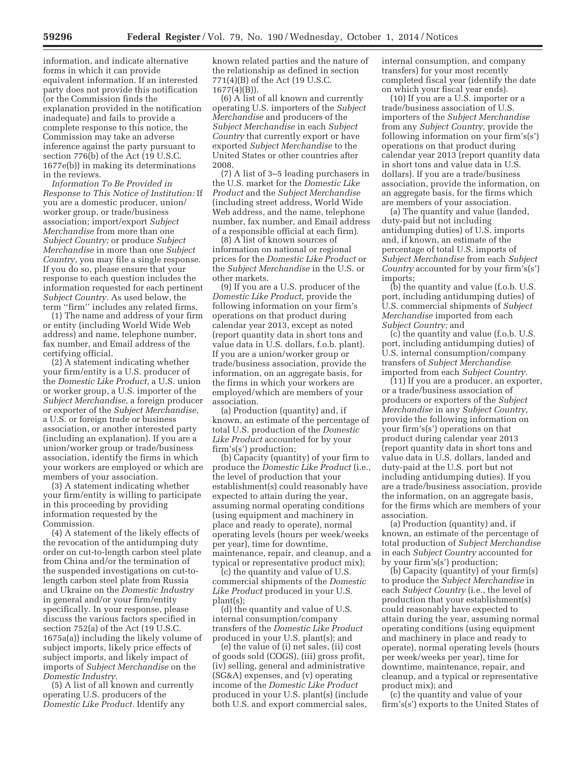information, and indicate alternative forms in which it can provide equivalent information. If an interested party does not provide this notification (or the Commission finds the explanation provided in the notification inadequate) and fails to provide a complete response to this notice, the Commission may take an adverse inference against the party pursuant to section 776(b) of the Act (19 U.S.C. 1677e(b)) in making its determinations in the reviews.

*Information To Be Provided in Response to This Notice of Institution:* If you are a domestic producer, union/worker group, or trade/business association; import/export *Subject Merchandise* from more than one *Subject Country;* or produce *Subject Merchandise* in more than one *Subject Country,* you may file a single response. If you do so, please ensure that your response to each question includes the information requested for each pertinent *Subject Country.* As used below, the term ''firm'' includes any related firms.

(1) The name and address of your firm or entity (including World Wide Web address) and name, telephone number, fax number, and Email address of the certifying official.

(2) A statement indicating whether your firm/entity is a U.S. producer of the *Domestic Like Product,* a U.S. union or worker group, a U.S. importer of the *Subject Merchandise,* a foreign producer or exporter of the *Subject Merchandise,* a U.S. or foreign trade or business association, or another interested party (including an explanation). If you are a union/worker group or trade/business association, identify the firms in which your workers are employed or which are members of your association.

(3) A statement indicating whether your firm/entity is willing to participate in this proceeding by providing information requested by the Commission.

(4) A statement of the likely effects of the revocation of the antidumping duty order on cut-to-length carbon steel plate from China and/or the termination of the suspended investigations on cut-to-length carbon steel plate from Russia and Ukraine on the *Domestic Industry* in general and/or your firm/entity specifically. In your response, please discuss the various factors specified in section 752(a) of the Act (19 U.S.C. 1675a(a)) including the likely volume of subject imports, likely price effects of subject imports, and likely impact of imports of *Subject Merchandise* on the *Domestic Industry.*

(5) A list of all known and currently operating U.S. producers of the *Domestic Like Product.* Identify any known related parties and the nature of the relationship as defined in section 771(4)(B) of the Act (19 U.S.C. 1677(4)(B)).

(6) A list of all known and currently operating U.S. importers of the *Subject Merchandise* and producers of the *Subject Merchandise* in each *Subject Country* that currently export or have exported *Subject Merchandise* to the United States or other countries after 2008.

(7) A list of 3–5 leading purchasers in the U.S. market for the *Domestic Like Product* and the *Subject Merchandise* (including street address, World Wide Web address, and the name, telephone number, fax number, and Email address of a responsible official at each firm).

(8) A list of known sources of information on national or regional prices for the *Domestic Like Product* or the *Subject Merchandise* in the U.S. or other markets.

(9) If you are a U.S. producer of the *Domestic Like Product,* provide the following information on your firm's operations on that product during calendar year 2013, except as noted (report quantity data in short tons and value data in U.S. dollars, f.o.b. plant). If you are a union/worker group or trade/business association, provide the information, on an aggregate basis, for the firms in which your workers are employed/which are members of your association.

(a) Production (quantity) and, if known, an estimate of the percentage of total U.S. production of the *Domestic Like Product* accounted for by your firm's(s') production;

(b) Capacity (quantity) of your firm to produce the *Domestic Like Product* (i.e., the level of production that your establishment(s) could reasonably have expected to attain during the year, assuming normal operating conditions (using equipment and machinery in place and ready to operate), normal operating levels (hours per week/weeks per year), time for downtime, maintenance, repair, and cleanup, and a typical or representative product mix);

(c) the quantity and value of U.S. commercial shipments of the *Domestic Like Product* produced in your U.S. plant(s);

(d) the quantity and value of U.S. internal consumption/company transfers of the *Domestic Like Product* produced in your U.S. plant(s); and

(e) the value of (i) net sales, (ii) cost of goods sold (COGS), (iii) gross profit, (iv) selling, general and administrative (SG&A) expenses, and (v) operating income of the *Domestic Like Product* produced in your U.S. plant(s) (include both U.S. and export commercial sales, internal consumption, and company transfers) for your most recently completed fiscal year (identify the date on which your fiscal year ends).

(10) If you are a U.S. importer or a trade/business association of U.S. importers of the *Subject Merchandise* from any *Subject Country,* provide the following information on your firm's(s') operations on that product during calendar year 2013 (report quantity data in short tons and value data in U.S. dollars). If you are a trade/business association, provide the information, on an aggregate basis, for the firms which are members of your association.

(a) The quantity and value (landed, duty-paid but not including antidumping duties) of U.S. imports and, if known, an estimate of the percentage of total U.S. imports of *Subject Merchandise* from each *Subject Country* accounted for by your firm's(s') imports;

(b) the quantity and value (f.o.b. U.S. port, including antidumping duties) of U.S. commercial shipments of *Subject Merchandise* imported from each *Subject Country;* and

(c) the quantity and value (f.o.b. U.S. port, including antidumping duties) of U.S. internal consumption/company transfers of *Subject Merchandise* imported from each *Subject Country.*

(11) If you are a producer, an exporter, or a trade/business association of producers or exporters of the *Subject Merchandise* in any *Subject Country,* provide the following information on your firm's(s') operations on that product during calendar year 2013 (report quantity data in short tons and value data in U.S. dollars, landed and duty-paid at the U.S. port but not including antidumping duties). If you are a trade/business association, provide the information, on an aggregate basis, for the firms which are members of your association.

(a) Production (quantity) and, if known, an estimate of the percentage of total production of *Subject Merchandise* in each *Subject Country* accounted for by your firm's(s') production;

(b) Capacity (quantity) of your firm(s) to produce the *Subject Merchandise* in each *Subject Country* (i.e., the level of production that your establishment(s) could reasonably have expected to attain during the year, assuming normal operating conditions (using equipment and machinery in place and ready to operate), normal operating levels (hours per week/weeks per year), time for downtime, maintenance, repair, and cleanup, and a typical or representative product mix); and

(c) the quantity and value of your firm's(s') exports to the United States of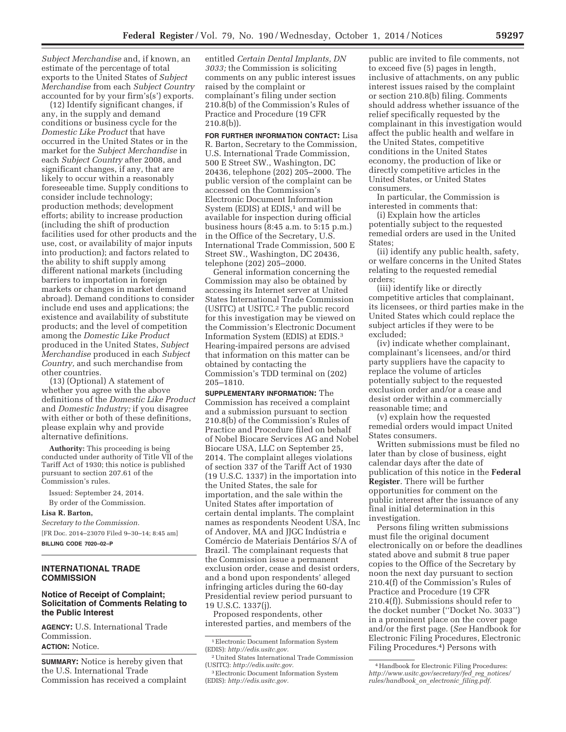*Subject Merchandise* and, if known, an estimate of the percentage of total exports to the United States of *Subject Merchandise* from each *Subject Country* accounted for by your firm's(s') exports.

(12) Identify significant changes, if any, in the supply and demand conditions or business cycle for the *Domestic Like Product* that have occurred in the United States or in the market for the *Subject Merchandise* in each *Subject Country* after 2008, and significant changes, if any, that are likely to occur within a reasonably foreseeable time. Supply conditions to consider include technology; production methods; development efforts; ability to increase production (including the shift of production facilities used for other products and the use, cost, or availability of major inputs into production); and factors related to the ability to shift supply among different national markets (including barriers to importation in foreign markets or changes in market demand abroad). Demand conditions to consider include end uses and applications; the existence and availability of substitute products; and the level of competition among the *Domestic Like Product* produced in the United States, *Subject Merchandise* produced in each *Subject Country,* and such merchandise from other countries.

(13) (Optional) A statement of whether you agree with the above definitions of the *Domestic Like Product* and *Domestic Industry;* if you disagree with either or both of these definitions, please explain why and provide alternative definitions.

**Authority:** This proceeding is being conducted under authority of Title VII of the Tariff Act of 1930; this notice is published pursuant to section 207.61 of the Commission's rules.

Issued: September 24, 2014.

By order of the Commission.

**Lisa R. Barton,**

*Secretary to the Commission.*

[FR Doc. 2014–23070 Filed 9–30–14; 8:45 am]

**BILLING CODE 7020–02–P**

## INTERNATIONAL TRADE COMMISSION

### Notice of Receipt of Complaint; Solicitation of Comments Relating to the Public Interest

**AGENCY:** U.S. International Trade Commission.

**ACTION:** Notice.

**SUMMARY:** Notice is hereby given that the U.S. International Trade Commission has received a complaint entitled *Certain Dental Implants, DN 3033;* the Commission is soliciting comments on any public interest issues raised by the complaint or complainant's filing under section 210.8(b) of the Commission's Rules of Practice and Procedure (19 CFR 210.8(b)).

**FOR FURTHER INFORMATION CONTACT:** Lisa R. Barton, Secretary to the Commission, U.S. International Trade Commission, 500 E Street SW., Washington, DC 20436, telephone (202) 205–2000. The public version of the complaint can be accessed on the Commission's Electronic Document Information System (EDIS) at EDIS,[1] and will be available for inspection during official business hours (8:45 a.m. to 5:15 p.m.) in the Office of the Secretary, U.S. International Trade Commission, 500 E Street SW., Washington, DC 20436, telephone (202) 205–2000.

General information concerning the Commission may also be obtained by accessing its Internet server at United States International Trade Commission (USITC) at USITC.[2] The public record for this investigation may be viewed on the Commission's Electronic Document Information System (EDIS) at EDIS.[3] Hearing-impaired persons are advised that information on this matter can be obtained by contacting the Commission's TDD terminal on (202) 205–1810.

**SUPPLEMENTARY INFORMATION:** The Commission has received a complaint and a submission pursuant to section 210.8(b) of the Commission's Rules of Practice and Procedure filed on behalf of Nobel Biocare Services AG and Nobel Biocare USA, LLC on September 25, 2014. The complaint alleges violations of section 337 of the Tariff Act of 1930 (19 U.S.C. 1337) in the importation into the United States, the sale for importation, and the sale within the United States after importation of certain dental implants. The complaint names as respondents Neodent USA, Inc of Andover, MA and JJGC Indústria e Comércio de Materiais Dentários S/A of Brazil. The complainant requests that the Commission issue a permanent exclusion order, cease and desist orders, and a bond upon respondents' alleged infringing articles during the 60-day Presidential review period pursuant to 19 U.S.C. 1337(j).

Proposed respondents, other interested parties, and members of the public are invited to file comments, not to exceed five (5) pages in length, inclusive of attachments, on any public interest issues raised by the complaint or section 210.8(b) filing. Comments should address whether issuance of the relief specifically requested by the complainant in this investigation would affect the public health and welfare in the United States, competitive conditions in the United States economy, the production of like or directly competitive articles in the United States, or United States consumers.

In particular, the Commission is interested in comments that:

(i) Explain how the articles potentially subject to the requested remedial orders are used in the United States;

(ii) identify any public health, safety, or welfare concerns in the United States relating to the requested remedial orders;

(iii) identify like or directly competitive articles that complainant, its licensees, or third parties make in the United States which could replace the subject articles if they were to be excluded;

(iv) indicate whether complainant, complainant's licensees, and/or third party suppliers have the capacity to replace the volume of articles potentially subject to the requested exclusion order and/or a cease and desist order within a commercially reasonable time; and

(v) explain how the requested remedial orders would impact United States consumers.

Written submissions must be filed no later than by close of business, eight calendar days after the date of publication of this notice in the **Federal Register**. There will be further opportunities for comment on the public interest after the issuance of any final initial determination in this investigation.

Persons filing written submissions must file the original document electronically on or before the deadlines stated above and submit 8 true paper copies to the Office of the Secretary by noon the next day pursuant to section 210.4(f) of the Commission's Rules of Practice and Procedure (19 CFR 210.4(f)). Submissions should refer to the docket number (''Docket No. 3033'') in a prominent place on the cover page and/or the first page. (*See* Handbook for Electronic Filing Procedures, Electronic Filing Procedures.[4]) Persons with

[1] Electronic Document Information System (EDIS): *http://edis.usitc.gov.*

[2] United States International Trade Commission (USITC): *http://edis.usitc.gov.*

[3] Electronic Document Information System (EDIS): *http://edis.usitc.gov.*

[4] Handbook for Electronic Filing Procedures: *http://www.usitc.gov/secretary/fed_reg_notices/rules/handbook_on_electronic_filing.pdf.*